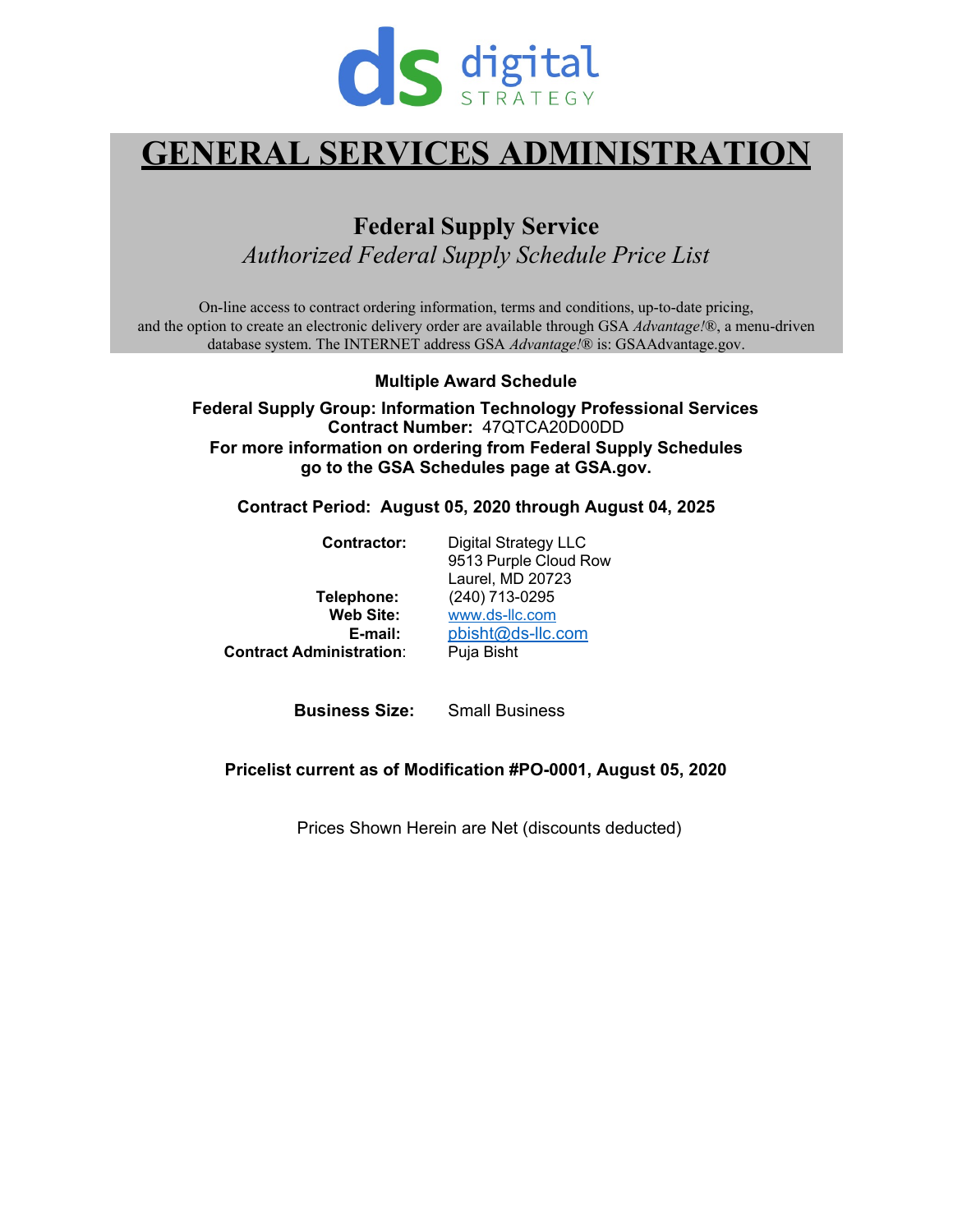ds digital STRATEGY

# GENERAL SERVICES ADMINISTRATION

## Federal Supply Service

*Authorized Federal Supply Schedule Price List*

On-line access to contract ordering information, terms and conditions, up-to-date pricing, and the option to create an electronic delivery order are available through GSA *Advantage!*®, a menu-driven database system. The INTERNET address GSA *Advantage!*® is: GSAAdvantage.gov.

**Multiple Award Schedule**

**Federal Supply Group: Information Technology Professional Services**
**Contract Number:** 47QTCA20D00DD
**For more information on ordering from Federal Supply Schedules go to the GSA Schedules page at GSA.gov.**

**Contract Period: August 05, 2020 through August 04, 2025**

**Contractor:** Digital Strategy LLC
9513 Purple Cloud Row
Laurel, MD 20723
**Telephone:** (240) 713-0295
**Web Site:** www.ds-llc.com
**E-mail:** pbisht@ds-llc.com
**Contract Administration**: Puja Bisht

**Business Size:** Small Business

**Pricelist current as of Modification #PO-0001, August 05, 2020**

Prices Shown Herein are Net (discounts deducted)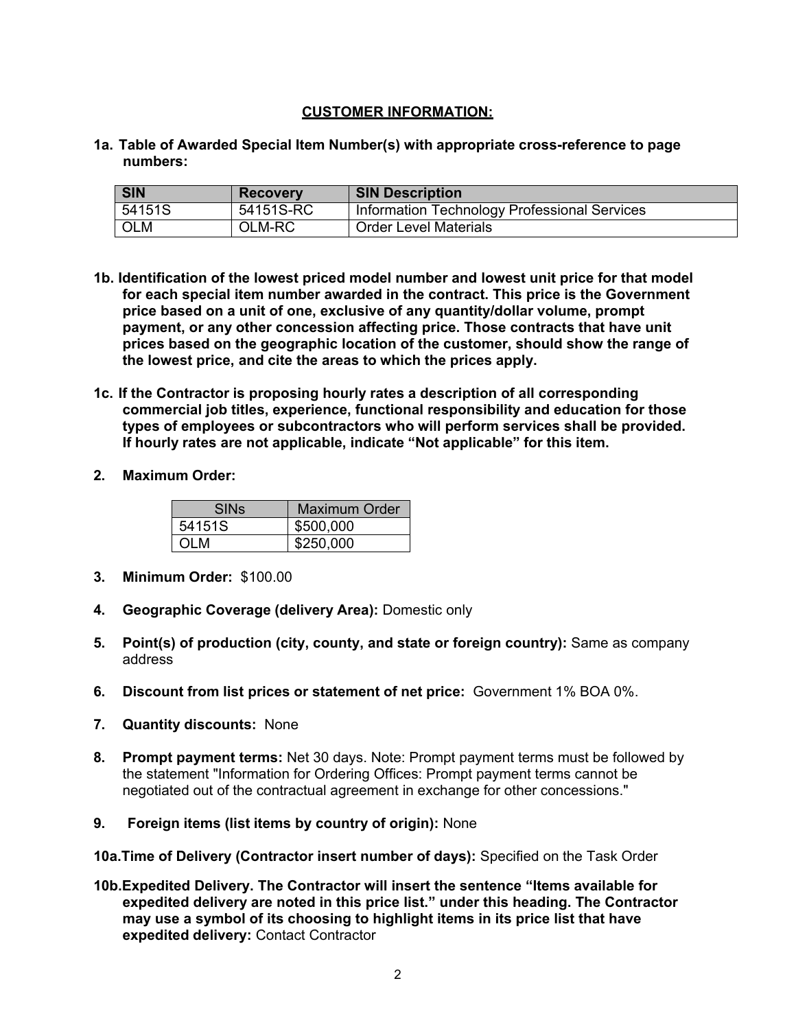## CUSTOMER INFORMATION:

**1a. Table of Awarded Special Item Number(s) with appropriate cross-reference to page numbers:**

| SIN | Recovery | SIN Description |
|---|---|---|
| 54151S | 54151S-RC | Information Technology Professional Services |
| OLM | OLM-RC | Order Level Materials |

**1b. Identification of the lowest priced model number and lowest unit price for that model for each special item number awarded in the contract. This price is the Government price based on a unit of one, exclusive of any quantity/dollar volume, prompt payment, or any other concession affecting price. Those contracts that have unit prices based on the geographic location of the customer, should show the range of the lowest price, and cite the areas to which the prices apply.**

**1c. If the Contractor is proposing hourly rates a description of all corresponding commercial job titles, experience, functional responsibility and education for those types of employees or subcontractors who will perform services shall be provided. If hourly rates are not applicable, indicate "Not applicable" for this item.**

**2. Maximum Order:**

| SINs | Maximum Order |
|---|---|
| 54151S | $500,000 |
| OLM | $250,000 |

**3. Minimum Order:** $100.00

**4. Geographic Coverage (delivery Area):** Domestic only

**5. Point(s) of production (city, county, and state or foreign country):** Same as company address

**6. Discount from list prices or statement of net price:** Government 1% BOA 0%.

**7. Quantity discounts:** None

**8. Prompt payment terms:** Net 30 days. Note: Prompt payment terms must be followed by the statement "Information for Ordering Offices: Prompt payment terms cannot be negotiated out of the contractual agreement in exchange for other concessions."

**9. Foreign items (list items by country of origin):** None

**10a. Time of Delivery (Contractor insert number of days):** Specified on the Task Order

**10b. Expedited Delivery. The Contractor will insert the sentence "Items available for expedited delivery are noted in this price list." under this heading. The Contractor may use a symbol of its choosing to highlight items in its price list that have expedited delivery:** Contact Contractor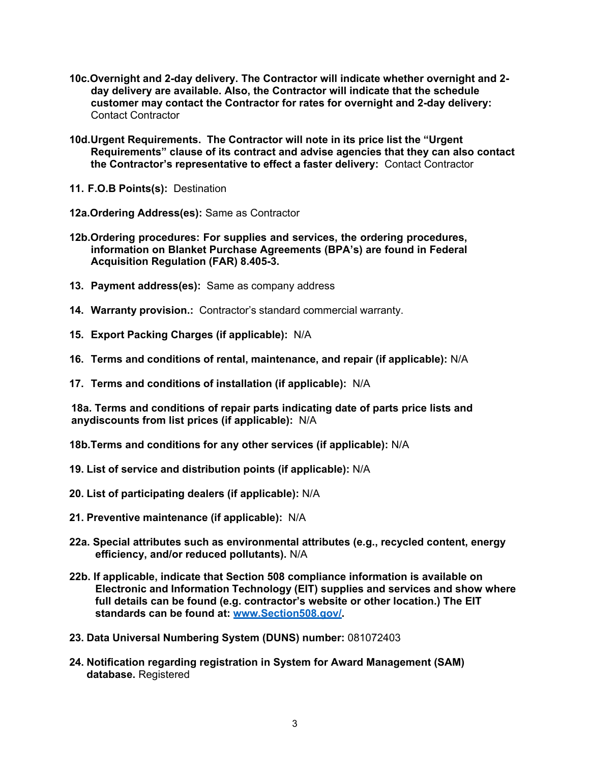**10c.Overnight and 2-day delivery. The Contractor will indicate whether overnight and 2-day delivery are available. Also, the Contractor will indicate that the schedule customer may contact the Contractor for rates for overnight and 2-day delivery:** Contact Contractor

**10d.Urgent Requirements. The Contractor will note in its price list the "Urgent Requirements" clause of its contract and advise agencies that they can also contact the Contractor's representative to effect a faster delivery:** Contact Contractor

**11. F.O.B Points(s):** Destination

**12a.Ordering Address(es):** Same as Contractor

**12b.Ordering procedures: For supplies and services, the ordering procedures, information on Blanket Purchase Agreements (BPA's) are found in Federal Acquisition Regulation (FAR) 8.405-3.**

**13. Payment address(es):** Same as company address

**14. Warranty provision.:** Contractor's standard commercial warranty.

**15. Export Packing Charges (if applicable):** N/A

**16. Terms and conditions of rental, maintenance, and repair (if applicable):** N/A

**17. Terms and conditions of installation (if applicable):** N/A

**18a. Terms and conditions of repair parts indicating date of parts price lists and anydiscounts from list prices (if applicable):** N/A

**18b.Terms and conditions for any other services (if applicable):** N/A

**19. List of service and distribution points (if applicable):** N/A

**20. List of participating dealers (if applicable):** N/A

**21. Preventive maintenance (if applicable):** N/A

**22a. Special attributes such as environmental attributes (e.g., recycled content, energy efficiency, and/or reduced pollutants).** N/A

**22b. If applicable, indicate that Section 508 compliance information is available on Electronic and Information Technology (EIT) supplies and services and show where full details can be found (e.g. contractor's website or other location.) The EIT standards can be found at: [www.Section508.gov/](http://www.Section508.gov/).**

**23. Data Universal Numbering System (DUNS) number:** 081072403

**24. Notification regarding registration in System for Award Management (SAM) database.** Registered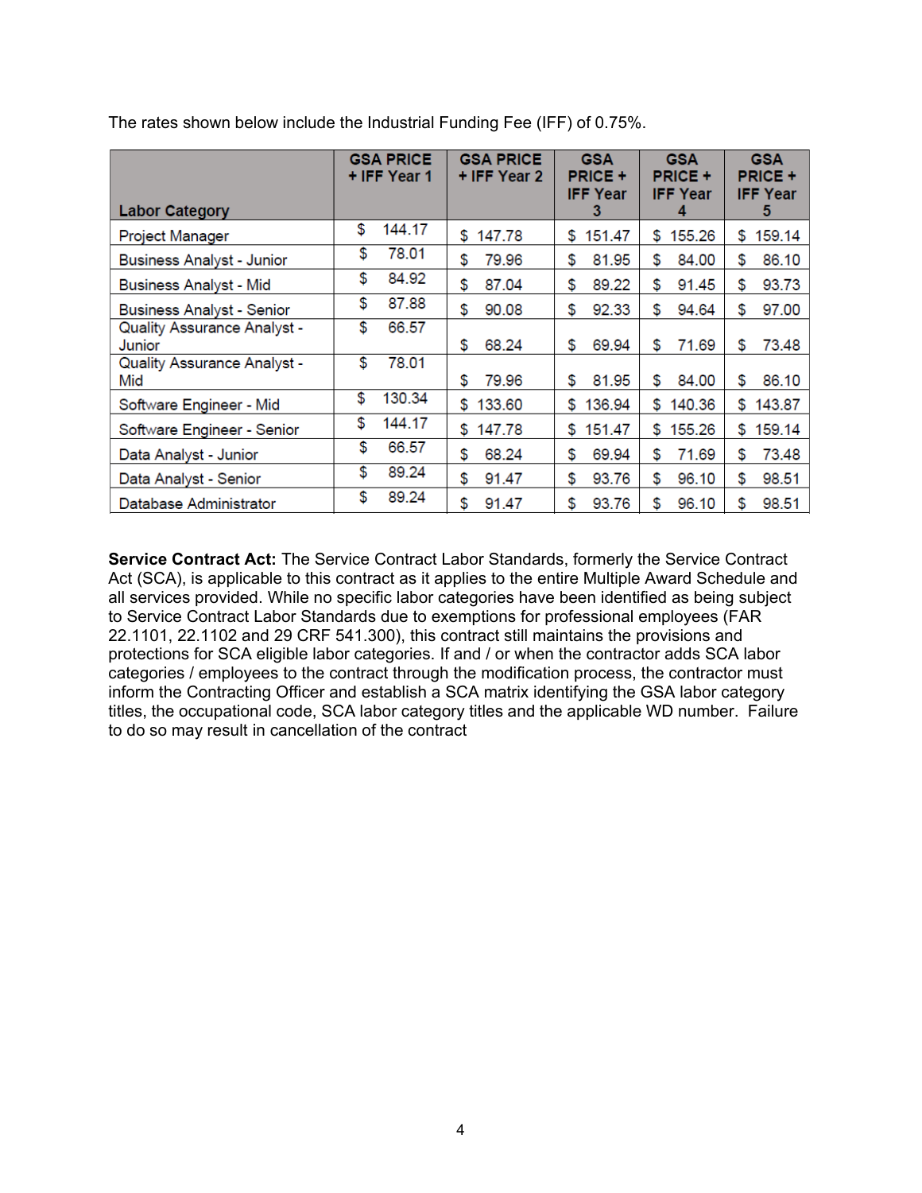The rates shown below include the Industrial Funding Fee (IFF) of 0.75%.

| Labor Category | GSA PRICE + IFF Year 1 | GSA PRICE + IFF Year 2 | GSA PRICE + IFF Year 3 | GSA PRICE + IFF Year 4 | GSA PRICE + IFF Year 5 |
|---|---|---|---|---|---|
| Project Manager | $ 144.17 | $ 147.78 | $ 151.47 | $ 155.26 | $ 159.14 |
| Business Analyst - Junior | $ 78.01 | $ 79.96 | $ 81.95 | $ 84.00 | $ 86.10 |
| Business Analyst - Mid | $ 84.92 | $ 87.04 | $ 89.22 | $ 91.45 | $ 93.73 |
| Business Analyst - Senior | $ 87.88 | $ 90.08 | $ 92.33 | $ 94.64 | $ 97.00 |
| Quality Assurance Analyst - Junior | $ 66.57 | $ 68.24 | $ 69.94 | $ 71.69 | $ 73.48 |
| Quality Assurance Analyst - Mid | $ 78.01 | $ 79.96 | $ 81.95 | $ 84.00 | $ 86.10 |
| Software Engineer - Mid | $ 130.34 | $ 133.60 | $ 136.94 | $ 140.36 | $ 143.87 |
| Software Engineer - Senior | $ 144.17 | $ 147.78 | $ 151.47 | $ 155.26 | $ 159.14 |
| Data Analyst - Junior | $ 66.57 | $ 68.24 | $ 69.94 | $ 71.69 | $ 73.48 |
| Data Analyst - Senior | $ 89.24 | $ 91.47 | $ 93.76 | $ 96.10 | $ 98.51 |
| Database Administrator | $ 89.24 | $ 91.47 | $ 93.76 | $ 96.10 | $ 98.51 |

**Service Contract Act:** The Service Contract Labor Standards, formerly the Service Contract Act (SCA), is applicable to this contract as it applies to the entire Multiple Award Schedule and all services provided. While no specific labor categories have been identified as being subject to Service Contract Labor Standards due to exemptions for professional employees (FAR 22.1101, 22.1102 and 29 CRF 541.300), this contract still maintains the provisions and protections for SCA eligible labor categories. If and / or when the contractor adds SCA labor categories / employees to the contract through the modification process, the contractor must inform the Contracting Officer and establish a SCA matrix identifying the GSA labor category titles, the occupational code, SCA labor category titles and the applicable WD number. Failure to do so may result in cancellation of the contract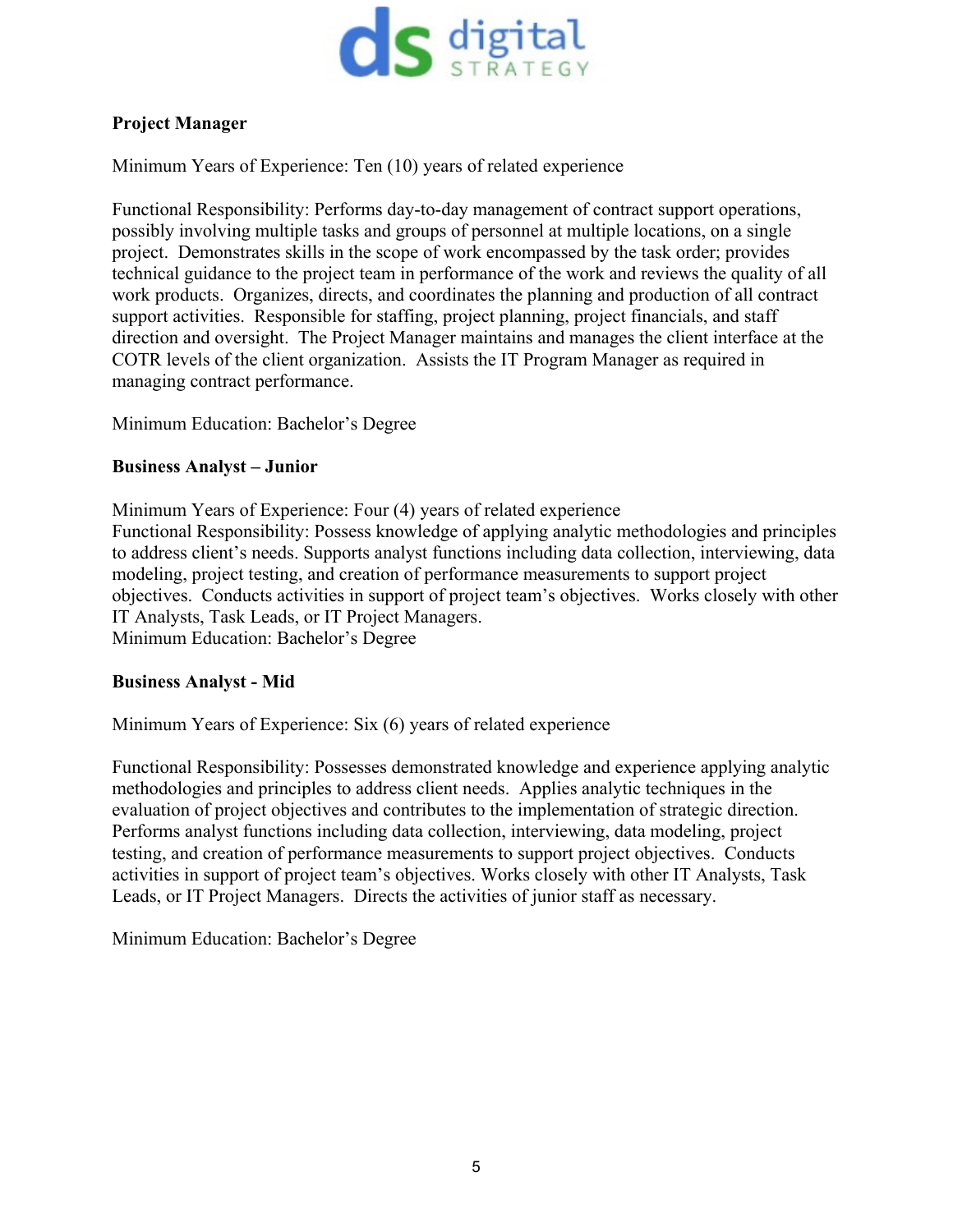**Project Manager**

Minimum Years of Experience: Ten (10) years of related experience

Functional Responsibility: Performs day-to-day management of contract support operations, possibly involving multiple tasks and groups of personnel at multiple locations, on a single project. Demonstrates skills in the scope of work encompassed by the task order; provides technical guidance to the project team in performance of the work and reviews the quality of all work products. Organizes, directs, and coordinates the planning and production of all contract support activities. Responsible for staffing, project planning, project financials, and staff direction and oversight. The Project Manager maintains and manages the client interface at the COTR levels of the client organization. Assists the IT Program Manager as required in managing contract performance.

Minimum Education: Bachelor's Degree

**Business Analyst – Junior**

Minimum Years of Experience: Four (4) years of related experience
Functional Responsibility: Possess knowledge of applying analytic methodologies and principles to address client's needs. Supports analyst functions including data collection, interviewing, data modeling, project testing, and creation of performance measurements to support project objectives. Conducts activities in support of project team's objectives. Works closely with other IT Analysts, Task Leads, or IT Project Managers.
Minimum Education: Bachelor's Degree

**Business Analyst - Mid**

Minimum Years of Experience: Six (6) years of related experience

Functional Responsibility: Possesses demonstrated knowledge and experience applying analytic methodologies and principles to address client needs. Applies analytic techniques in the evaluation of project objectives and contributes to the implementation of strategic direction. Performs analyst functions including data collection, interviewing, data modeling, project testing, and creation of performance measurements to support project objectives. Conducts activities in support of project team's objectives. Works closely with other IT Analysts, Task Leads, or IT Project Managers. Directs the activities of junior staff as necessary.

Minimum Education: Bachelor's Degree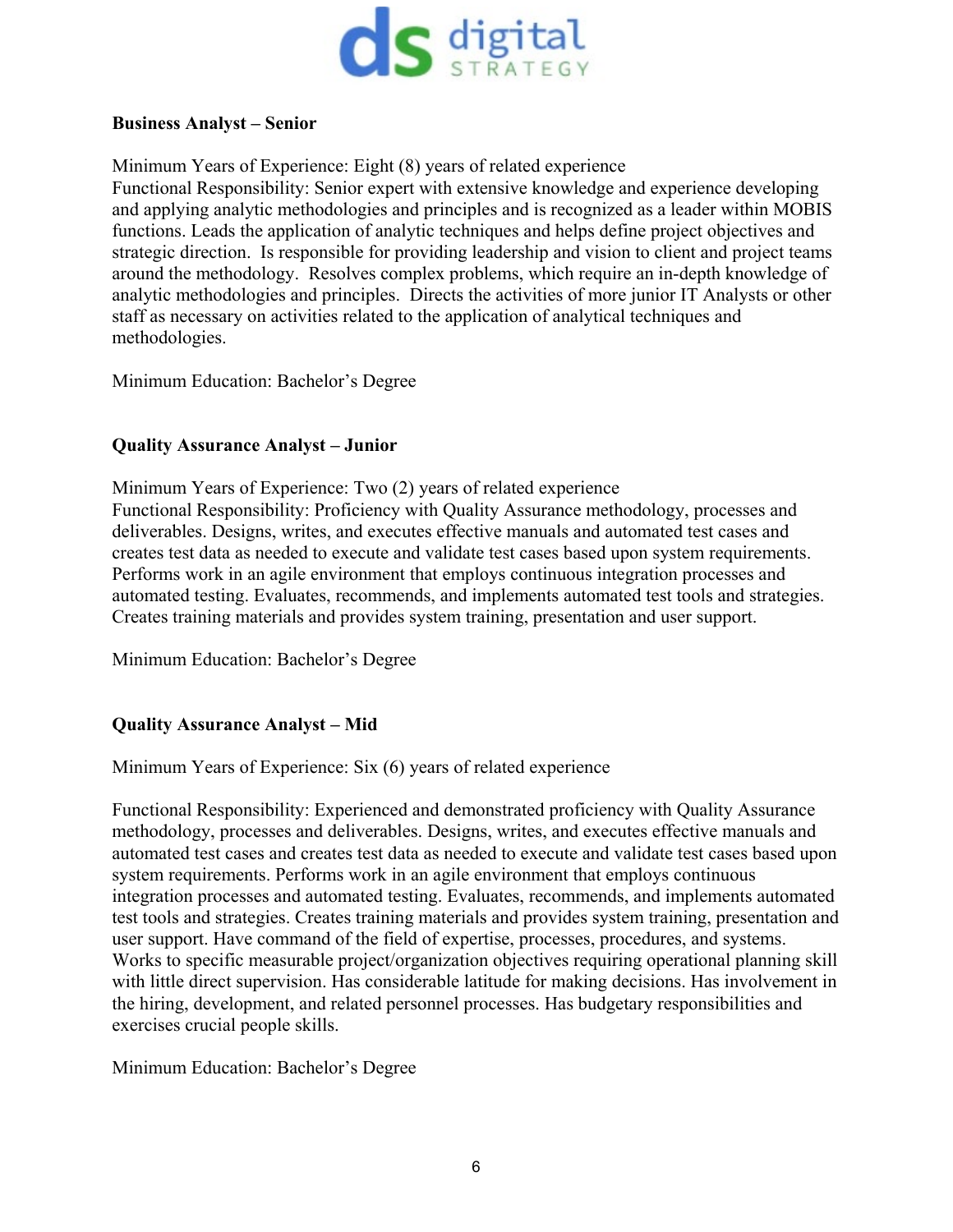**Business Analyst – Senior**

Minimum Years of Experience: Eight (8) years of related experience
Functional Responsibility: Senior expert with extensive knowledge and experience developing and applying analytic methodologies and principles and is recognized as a leader within MOBIS functions. Leads the application of analytic techniques and helps define project objectives and strategic direction. Is responsible for providing leadership and vision to client and project teams around the methodology. Resolves complex problems, which require an in-depth knowledge of analytic methodologies and principles. Directs the activities of more junior IT Analysts or other staff as necessary on activities related to the application of analytical techniques and methodologies.

Minimum Education: Bachelor's Degree

**Quality Assurance Analyst – Junior**

Minimum Years of Experience: Two (2) years of related experience
Functional Responsibility: Proficiency with Quality Assurance methodology, processes and deliverables. Designs, writes, and executes effective manuals and automated test cases and creates test data as needed to execute and validate test cases based upon system requirements. Performs work in an agile environment that employs continuous integration processes and automated testing. Evaluates, recommends, and implements automated test tools and strategies. Creates training materials and provides system training, presentation and user support.

Minimum Education: Bachelor's Degree

**Quality Assurance Analyst – Mid**

Minimum Years of Experience: Six (6) years of related experience

Functional Responsibility: Experienced and demonstrated proficiency with Quality Assurance methodology, processes and deliverables. Designs, writes, and executes effective manuals and automated test cases and creates test data as needed to execute and validate test cases based upon system requirements. Performs work in an agile environment that employs continuous integration processes and automated testing. Evaluates, recommends, and implements automated test tools and strategies. Creates training materials and provides system training, presentation and user support. Have command of the field of expertise, processes, procedures, and systems. Works to specific measurable project/organization objectives requiring operational planning skill with little direct supervision. Has considerable latitude for making decisions. Has involvement in the hiring, development, and related personnel processes. Has budgetary responsibilities and exercises crucial people skills.

Minimum Education: Bachelor's Degree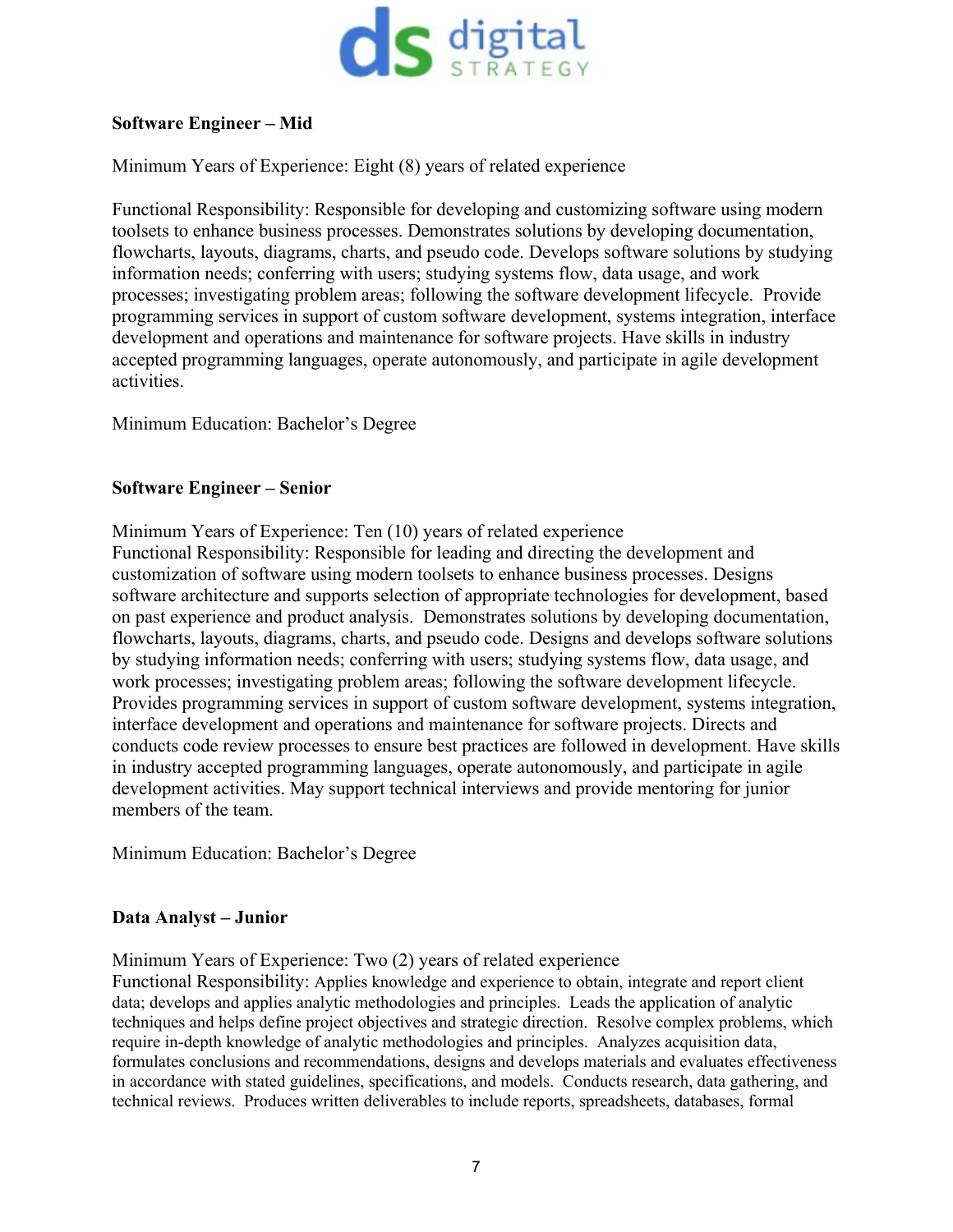**Software Engineer – Mid**

Minimum Years of Experience: Eight (8) years of related experience

Functional Responsibility: Responsible for developing and customizing software using modern toolsets to enhance business processes. Demonstrates solutions by developing documentation, flowcharts, layouts, diagrams, charts, and pseudo code. Develops software solutions by studying information needs; conferring with users; studying systems flow, data usage, and work processes; investigating problem areas; following the software development lifecycle. Provide programming services in support of custom software development, systems integration, interface development and operations and maintenance for software projects. Have skills in industry accepted programming languages, operate autonomously, and participate in agile development activities.

Minimum Education: Bachelor's Degree

**Software Engineer – Senior**

Minimum Years of Experience: Ten (10) years of related experience
Functional Responsibility: Responsible for leading and directing the development and customization of software using modern toolsets to enhance business processes. Designs software architecture and supports selection of appropriate technologies for development, based on past experience and product analysis. Demonstrates solutions by developing documentation, flowcharts, layouts, diagrams, charts, and pseudo code. Designs and develops software solutions by studying information needs; conferring with users; studying systems flow, data usage, and work processes; investigating problem areas; following the software development lifecycle. Provides programming services in support of custom software development, systems integration, interface development and operations and maintenance for software projects. Directs and conducts code review processes to ensure best practices are followed in development. Have skills in industry accepted programming languages, operate autonomously, and participate in agile development activities. May support technical interviews and provide mentoring for junior members of the team.

Minimum Education: Bachelor's Degree

**Data Analyst – Junior**

Minimum Years of Experience: Two (2) years of related experience
Functional Responsibility: Applies knowledge and experience to obtain, integrate and report client data; develops and applies analytic methodologies and principles. Leads the application of analytic techniques and helps define project objectives and strategic direction. Resolve complex problems, which require in-depth knowledge of analytic methodologies and principles. Analyzes acquisition data, formulates conclusions and recommendations, designs and develops materials and evaluates effectiveness in accordance with stated guidelines, specifications, and models. Conducts research, data gathering, and technical reviews. Produces written deliverables to include reports, spreadsheets, databases, formal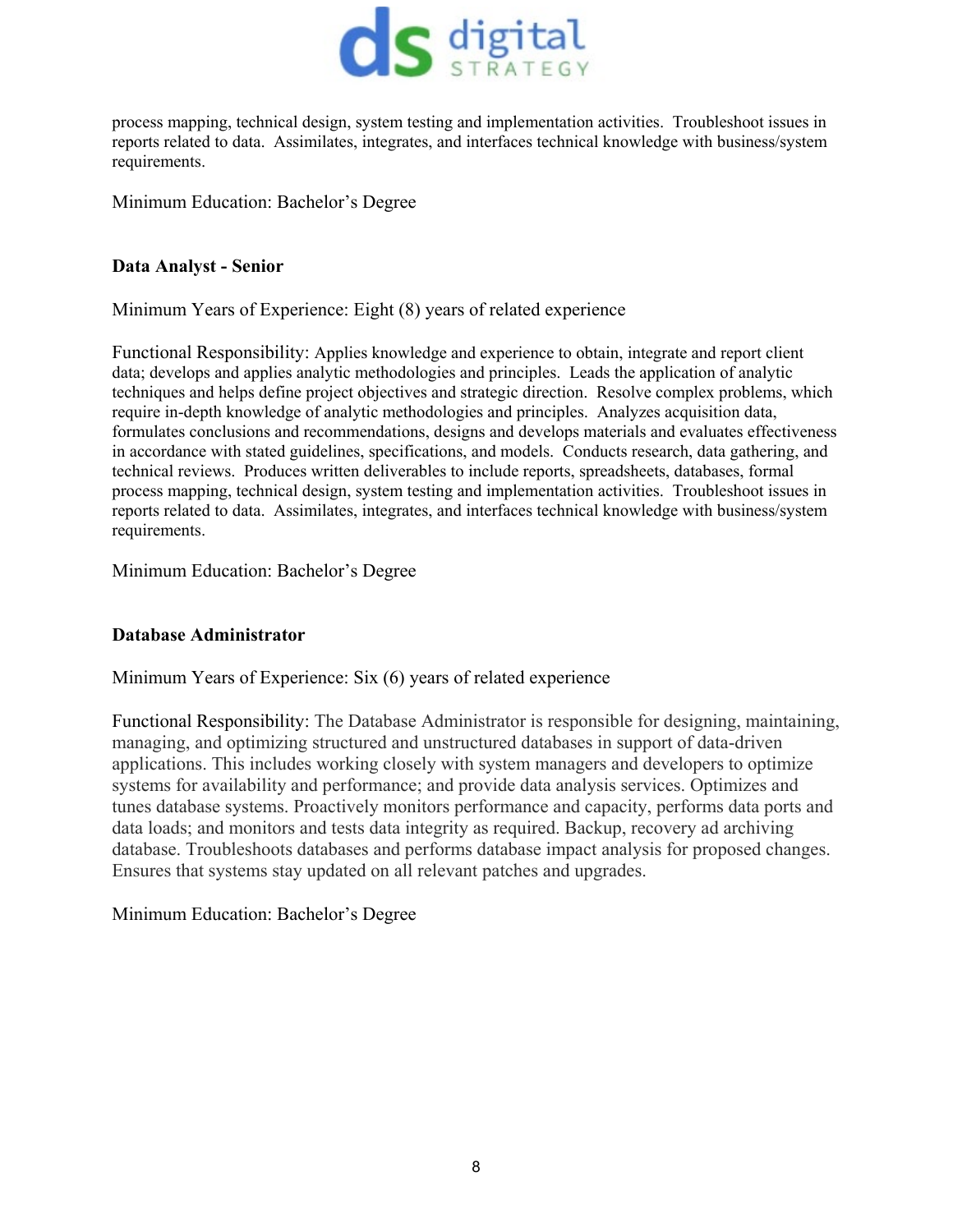process mapping, technical design, system testing and implementation activities. Troubleshoot issues in reports related to data. Assimilates, integrates, and interfaces technical knowledge with business/system requirements.

Minimum Education: Bachelor's Degree

**Data Analyst - Senior**

Minimum Years of Experience: Eight (8) years of related experience

Functional Responsibility: Applies knowledge and experience to obtain, integrate and report client data; develops and applies analytic methodologies and principles. Leads the application of analytic techniques and helps define project objectives and strategic direction. Resolve complex problems, which require in-depth knowledge of analytic methodologies and principles. Analyzes acquisition data, formulates conclusions and recommendations, designs and develops materials and evaluates effectiveness in accordance with stated guidelines, specifications, and models. Conducts research, data gathering, and technical reviews. Produces written deliverables to include reports, spreadsheets, databases, formal process mapping, technical design, system testing and implementation activities. Troubleshoot issues in reports related to data. Assimilates, integrates, and interfaces technical knowledge with business/system requirements.

Minimum Education: Bachelor's Degree

**Database Administrator**

Minimum Years of Experience: Six (6) years of related experience

Functional Responsibility: The Database Administrator is responsible for designing, maintaining, managing, and optimizing structured and unstructured databases in support of data-driven applications. This includes working closely with system managers and developers to optimize systems for availability and performance; and provide data analysis services. Optimizes and tunes database systems. Proactively monitors performance and capacity, performs data ports and data loads; and monitors and tests data integrity as required. Backup, recovery ad archiving database. Troubleshoots databases and performs database impact analysis for proposed changes. Ensures that systems stay updated on all relevant patches and upgrades.

Minimum Education: Bachelor's Degree